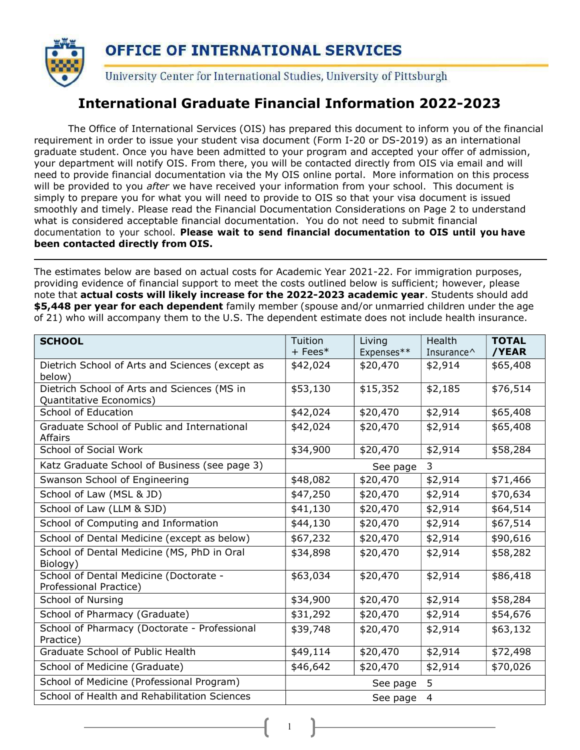# OFFICE OF INTERNATIONAL SERVICES

University Center for International Studies, University of Pittsburgh

## International Graduate Financial Information 2022-2023

The Office of International Services (OIS) has prepared this document to inform you of the financial requirement in order to issue your student visa document (Form I-20 or DS-2019) as an international graduate student. Once you have been admitted to your program and accepted your offer of admission, your department will notify OIS. From there, you will be contacted directly from OIS via email and will need to provide financial documentation via the My OIS online portal. More information on this process will be provided to you *after* we have received your information from your school. This document is simply to prepare you for what you will need to provide to OIS so that your visa document is issued smoothly and timely. Please read the Financial Documentation Considerations on Page 2 to understand what is considered acceptable financial documentation. You do not need to submit financial documentation to your school. **Please wait to send financial documentation to OIS until you have been contacted directly from OIS.**

---

The estimates below are based on actual costs for Academic Year 2021-22. For immigration purposes, providing evidence of financial support to meet the costs outlined below is sufficient; however, please note that **actual costs will likely increase for the 2022-2023 academic year**. Students should add **$5,448 per year for each dependent** family member (spouse and/or unmarried children under the age of 21) who will accompany them to the U.S. The dependent estimate does not include health insurance.

| SCHOOL | Tuition + Fees* | Living Expenses** | Health Insurance^ | TOTAL /YEAR |
|---|---|---|---|---|
| Dietrich School of Arts and Sciences (except as below) | $42,024 | $20,470 | $2,914 | $65,408 |
| Dietrich School of Arts and Sciences (MS in Quantitative Economics) | $53,130 | $15,352 | $2,185 | $76,514 |
| School of Education | $42,024 | $20,470 | $2,914 | $65,408 |
| Graduate School of Public and International Affairs | $42,024 | $20,470 | $2,914 | $65,408 |
| School of Social Work | $34,900 | $20,470 | $2,914 | $58,284 |
| Katz Graduate School of Business (see page 3) | See page 3 | | | |
| Swanson School of Engineering | $48,082 | $20,470 | $2,914 | $71,466 |
| School of Law (MSL & JD) | $47,250 | $20,470 | $2,914 | $70,634 |
| School of Law (LLM & SJD) | $41,130 | $20,470 | $2,914 | $64,514 |
| School of Computing and Information | $44,130 | $20,470 | $2,914 | $67,514 |
| School of Dental Medicine (except as below) | $67,232 | $20,470 | $2,914 | $90,616 |
| School of Dental Medicine (MS, PhD in Oral Biology) | $34,898 | $20,470 | $2,914 | $58,282 |
| School of Dental Medicine (Doctorate - Professional Practice) | $63,034 | $20,470 | $2,914 | $86,418 |
| School of Nursing | $34,900 | $20,470 | $2,914 | $58,284 |
| School of Pharmacy (Graduate) | $31,292 | $20,470 | $2,914 | $54,676 |
| School of Pharmacy (Doctorate - Professional Practice) | $39,748 | $20,470 | $2,914 | $63,132 |
| Graduate School of Public Health | $49,114 | $20,470 | $2,914 | $72,498 |
| School of Medicine (Graduate) | $46,642 | $20,470 | $2,914 | $70,026 |
| School of Medicine (Professional Program) | See page 5 | | | |
| School of Health and Rehabilitation Sciences | See page 4 | | | |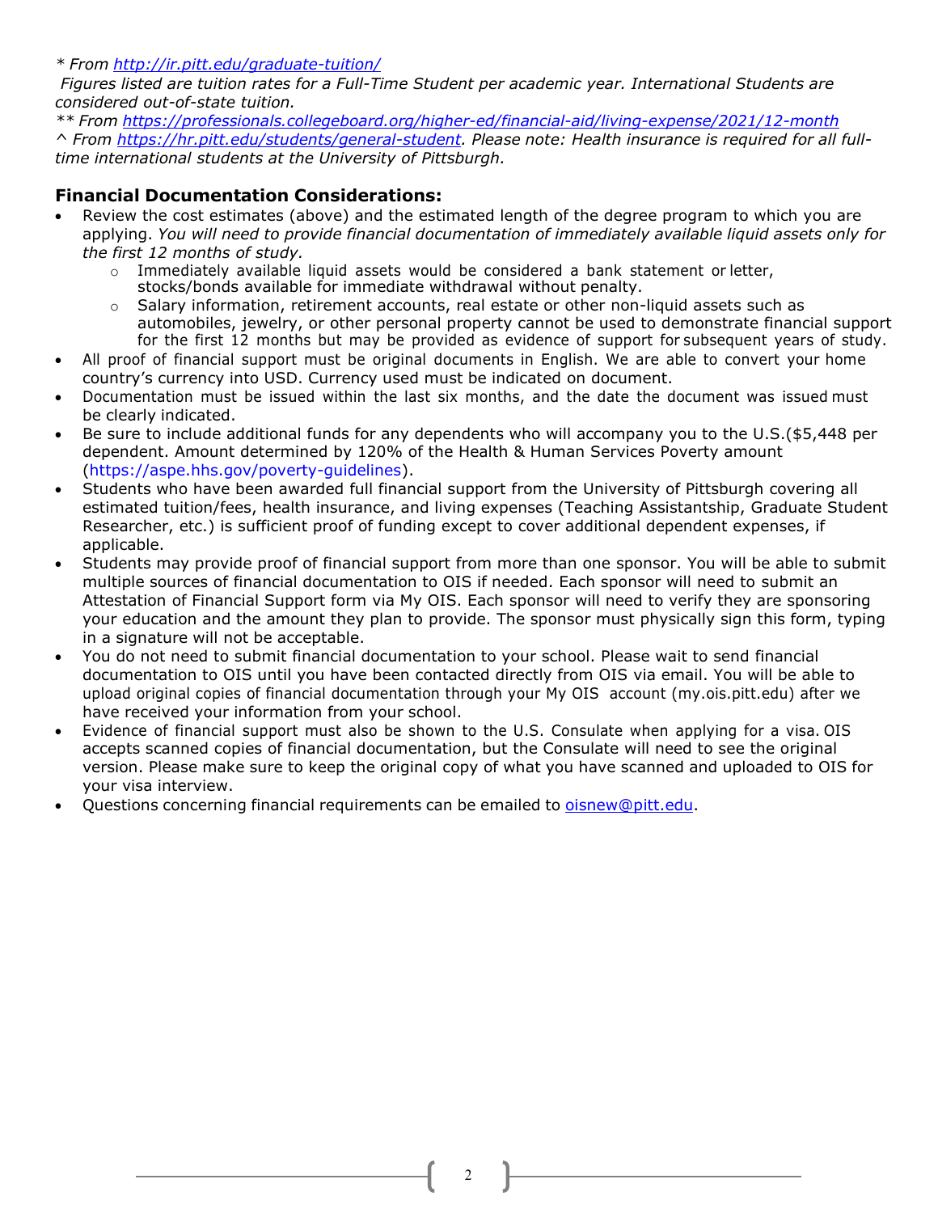*\* From [http://ir.pitt.edu/graduate-tuition/](http://ir.pitt.edu/graduate-tuition/)*

*Figures listed are tuition rates for a Full-Time Student per academic year. International Students are considered out-of-state tuition.*

*\*\* From [https://professionals.collegeboard.org/higher-ed/financial-aid/living-expense/2021/12-month](https://professionals.collegeboard.org/higher-ed/financial-aid/living-expense/2021/12-month)*

*^ From [https://hr.pitt.edu/students/general-student](https://hr.pitt.edu/students/general-student). Please note: Health insurance is required for all full-time international students at the University of Pittsburgh.*

## Financial Documentation Considerations:

- Review the cost estimates (above) and the estimated length of the degree program to which you are applying. *You will need to provide financial documentation of immediately available liquid assets only for the first 12 months of study.*
  - Immediately available liquid assets would be considered a bank statement or letter, stocks/bonds available for immediate withdrawal without penalty.
  - Salary information, retirement accounts, real estate or other non-liquid assets such as automobiles, jewelry, or other personal property cannot be used to demonstrate financial support for the first 12 months but may be provided as evidence of support for subsequent years of study.
- All proof of financial support must be original documents in English. We are able to convert your home country's currency into USD. Currency used must be indicated on document.
- Documentation must be issued within the last six months, and the date the document was issued must be clearly indicated.
- Be sure to include additional funds for any dependents who will accompany you to the U.S.($5,448 per dependent. Amount determined by 120% of the Health & Human Services Poverty amount (https://aspe.hhs.gov/poverty-guidelines).
- Students who have been awarded full financial support from the University of Pittsburgh covering all estimated tuition/fees, health insurance, and living expenses (Teaching Assistantship, Graduate Student Researcher, etc.) is sufficient proof of funding except to cover additional dependent expenses, if applicable.
- Students may provide proof of financial support from more than one sponsor. You will be able to submit multiple sources of financial documentation to OIS if needed. Each sponsor will need to submit an Attestation of Financial Support form via My OIS. Each sponsor will need to verify they are sponsoring your education and the amount they plan to provide. The sponsor must physically sign this form, typing in a signature will not be acceptable.
- You do not need to submit financial documentation to your school. Please wait to send financial documentation to OIS until you have been contacted directly from OIS via email. You will be able to upload original copies of financial documentation through your My OIS account (my.ois.pitt.edu) after we have received your information from your school.
- Evidence of financial support must also be shown to the U.S. Consulate when applying for a visa. OIS accepts scanned copies of financial documentation, but the Consulate will need to see the original version. Please make sure to keep the original copy of what you have scanned and uploaded to OIS for your visa interview.
- Questions concerning financial requirements can be emailed to [oisnew@pitt.edu](mailto:oisnew@pitt.edu).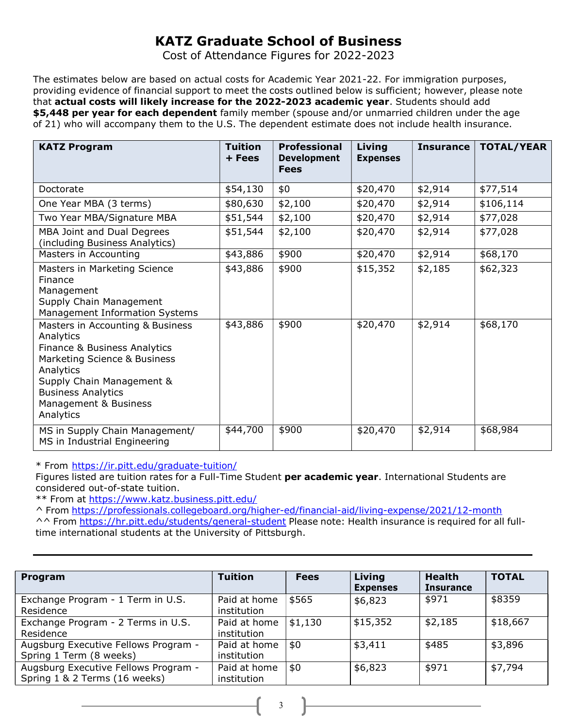# KATZ Graduate School of Business

Cost of Attendance Figures for 2022-2023

The estimates below are based on actual costs for Academic Year 2021-22. For immigration purposes, providing evidence of financial support to meet the costs outlined below is sufficient; however, please note that **actual costs will likely increase for the 2022-2023 academic year**. Students should add **$5,448 per year for each dependent** family member (spouse and/or unmarried children under the age of 21) who will accompany them to the U.S. The dependent estimate does not include health insurance.

| KATZ Program | Tuition + Fees | Professional Development Fees | Living Expenses | Insurance | TOTAL/YEAR |
|---|---|---|---|---|---|
| Doctorate | $54,130 | $0 | $20,470 | $2,914 | $77,514 |
| One Year MBA (3 terms) | $80,630 | $2,100 | $20,470 | $2,914 | $106,114 |
| Two Year MBA/Signature MBA | $51,544 | $2,100 | $20,470 | $2,914 | $77,028 |
| MBA Joint and Dual Degrees (including Business Analytics) | $51,544 | $2,100 | $20,470 | $2,914 | $77,028 |
| Masters in Accounting | $43,886 | $900 | $20,470 | $2,914 | $68,170 |
| Masters in Marketing Science<br>Finance<br>Management<br>Supply Chain Management<br>Management Information Systems | $43,886 | $900 | $15,352 | $2,185 | $62,323 |
| Masters in Accounting & Business Analytics<br>Finance & Business Analytics<br>Marketing Science & Business Analytics<br>Supply Chain Management & Business Analytics<br>Management & Business Analytics | $43,886 | $900 | $20,470 | $2,914 | $68,170 |
| MS in Supply Chain Management/ MS in Industrial Engineering | $44,700 | $900 | $20,470 | $2,914 | $68,984 |

* From https://ir.pitt.edu/graduate-tuition/
Figures listed are tuition rates for a Full-Time Student **per academic year**. International Students are considered out-of-state tuition.
** From at https://www.katz.business.pitt.edu/
^ From https://professionals.collegeboard.org/higher-ed/financial-aid/living-expense/2021/12-month
^^ From https://hr.pitt.edu/students/general-student Please note: Health insurance is required for all full-time international students at the University of Pittsburgh.

---

| Program | Tuition | Fees | Living Expenses | Health Insurance | TOTAL |
|---|---|---|---|---|---|
| Exchange Program - 1 Term in U.S. Residence | Paid at home institution | $565 | $6,823 | $971 | $8359 |
| Exchange Program - 2 Terms in U.S. Residence | Paid at home institution | $1,130 | $15,352 | $2,185 | $18,667 |
| Augsburg Executive Fellows Program - Spring 1 Term (8 weeks) | Paid at home institution | $0 | $3,411 | $485 | $3,896 |
| Augsburg Executive Fellows Program - Spring 1 & 2 Terms (16 weeks) | Paid at home institution | $0 | $6,823 | $971 | $7,794 |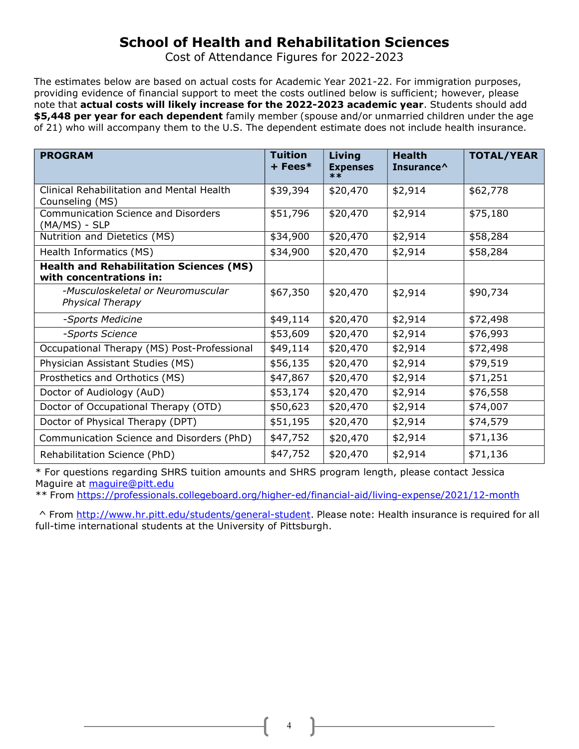# School of Health and Rehabilitation Sciences

Cost of Attendance Figures for 2022-2023

The estimates below are based on actual costs for Academic Year 2021-22. For immigration purposes, providing evidence of financial support to meet the costs outlined below is sufficient; however, please note that **actual costs will likely increase for the 2022-2023 academic year**. Students should add **$5,448 per year for each dependent** family member (spouse and/or unmarried children under the age of 21) who will accompany them to the U.S. The dependent estimate does not include health insurance.

| PROGRAM | Tuition + Fees* | Living Expenses ** | Health Insurance^ | TOTAL/YEAR |
|---|---|---|---|---|
| Clinical Rehabilitation and Mental Health Counseling (MS) | $39,394 | $20,470 | $2,914 | $62,778 |
| Communication Science and Disorders (MA/MS) - SLP | $51,796 | $20,470 | $2,914 | $75,180 |
| Nutrition and Dietetics (MS) | $34,900 | $20,470 | $2,914 | $58,284 |
| Health Informatics (MS) | $34,900 | $20,470 | $2,914 | $58,284 |
| **Health and Rehabilitation Sciences (MS) with concentrations in:** | | | | |
| *-Musculoskeletal or Neuromuscular Physical Therapy* | $67,350 | $20,470 | $2,914 | $90,734 |
| *-Sports Medicine* | $49,114 | $20,470 | $2,914 | $72,498 |
| *-Sports Science* | $53,609 | $20,470 | $2,914 | $76,993 |
| Occupational Therapy (MS) Post-Professional | $49,114 | $20,470 | $2,914 | $72,498 |
| Physician Assistant Studies (MS) | $56,135 | $20,470 | $2,914 | $79,519 |
| Prosthetics and Orthotics (MS) | $47,867 | $20,470 | $2,914 | $71,251 |
| Doctor of Audiology (AuD) | $53,174 | $20,470 | $2,914 | $76,558 |
| Doctor of Occupational Therapy (OTD) | $50,623 | $20,470 | $2,914 | $74,007 |
| Doctor of Physical Therapy (DPT) | $51,195 | $20,470 | $2,914 | $74,579 |
| Communication Science and Disorders (PhD) | $47,752 | $20,470 | $2,914 | $71,136 |
| Rehabilitation Science (PhD) | $47,752 | $20,470 | $2,914 | $71,136 |

* For questions regarding SHRS tuition amounts and SHRS program length, please contact Jessica Maguire at maguire@pitt.edu

** From https://professionals.collegeboard.org/higher-ed/financial-aid/living-expense/2021/12-month

^ From http://www.hr.pitt.edu/students/general-student. Please note: Health insurance is required for all full-time international students at the University of Pittsburgh.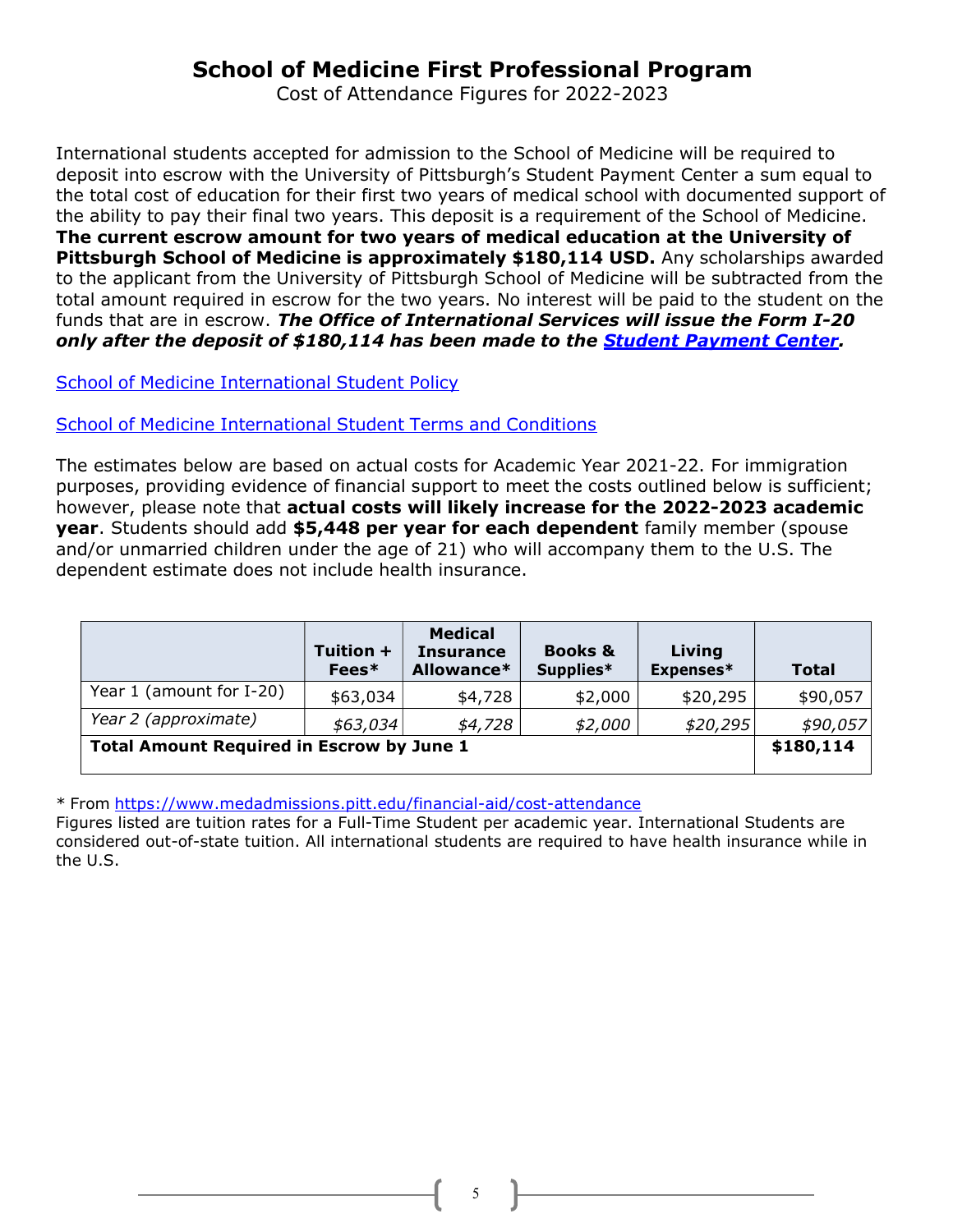# School of Medicine First Professional Program

Cost of Attendance Figures for 2022-2023

International students accepted for admission to the School of Medicine will be required to deposit into escrow with the University of Pittsburgh's Student Payment Center a sum equal to the total cost of education for their first two years of medical school with documented support of the ability to pay their final two years. This deposit is a requirement of the School of Medicine. **The current escrow amount for two years of medical education at the University of Pittsburgh School of Medicine is approximately $180,114 USD.** Any scholarships awarded to the applicant from the University of Pittsburgh School of Medicine will be subtracted from the total amount required in escrow for the two years. No interest will be paid to the student on the funds that are in escrow. ***The Office of International Services will issue the Form I-20 only after the deposit of $180,114 has been made to the [Student Payment Center](#).***

[School of Medicine International Student Policy](#)

[School of Medicine International Student Terms and Conditions](#)

The estimates below are based on actual costs for Academic Year 2021-22. For immigration purposes, providing evidence of financial support to meet the costs outlined below is sufficient; however, please note that **actual costs will likely increase for the 2022-2023 academic year**. Students should add **$5,448 per year for each dependent** family member (spouse and/or unmarried children under the age of 21) who will accompany them to the U.S. The dependent estimate does not include health insurance.

| | Tuition + Fees* | Medical Insurance Allowance* | Books & Supplies* | Living Expenses* | Total |
|---|---|---|---|---|---|
| Year 1 (amount for I-20) | $63,034 | $4,728 | $2,000 | $20,295 | $90,057 |
| *Year 2 (approximate)* | *$63,034* | *$4,728* | *$2,000* | *$20,295* | *$90,057* |
| **Total Amount Required in Escrow by June 1** | | | | | **$180,114** |

\* From https://www.medadmissions.pitt.edu/financial-aid/cost-attendance

Figures listed are tuition rates for a Full-Time Student per academic year. International Students are considered out-of-state tuition. All international students are required to have health insurance while in the U.S.